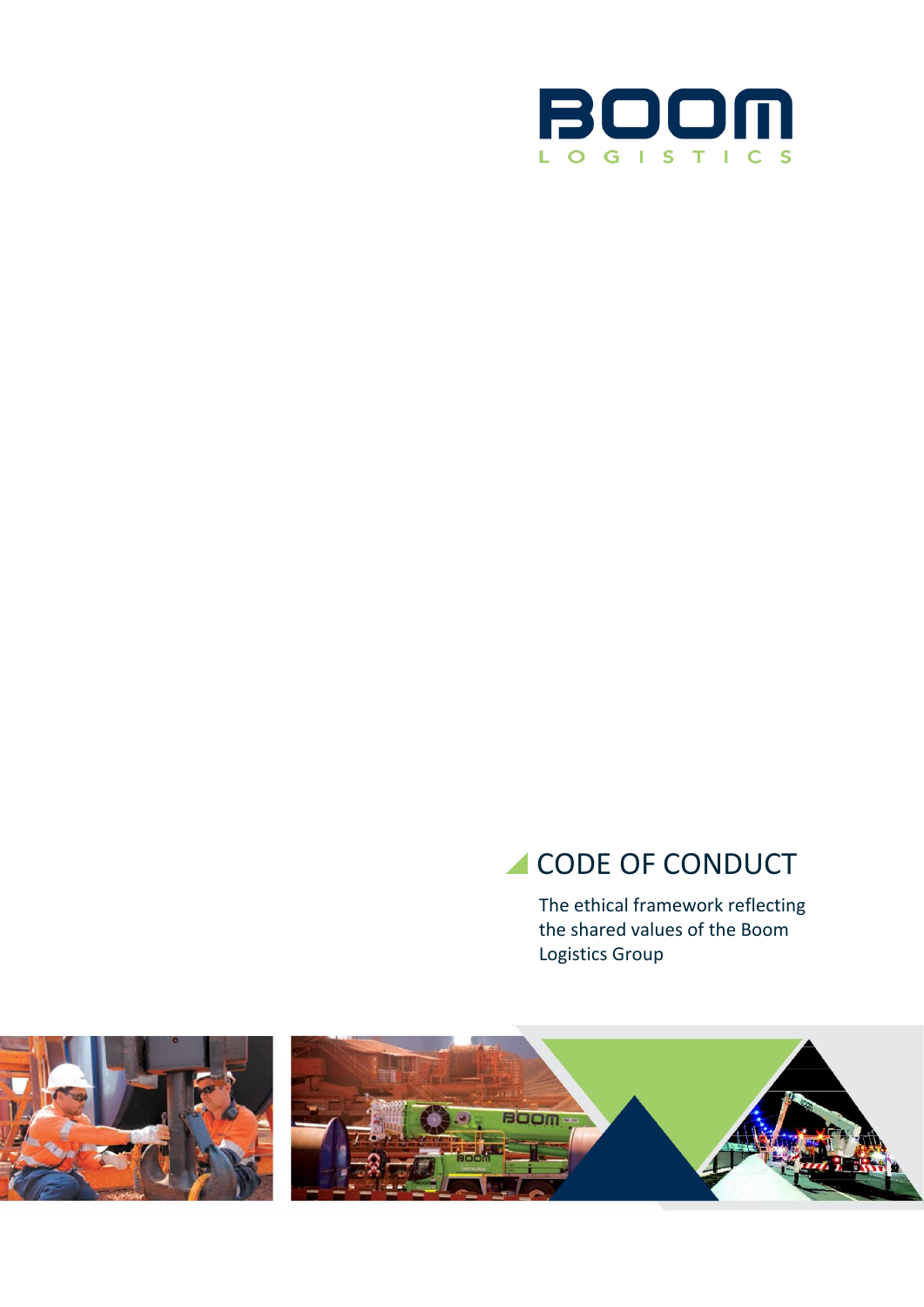BOOM

LOGISTICS

# CODE OF CONDUCT

The ethical framework reflecting the shared values of the Boom Logistics Group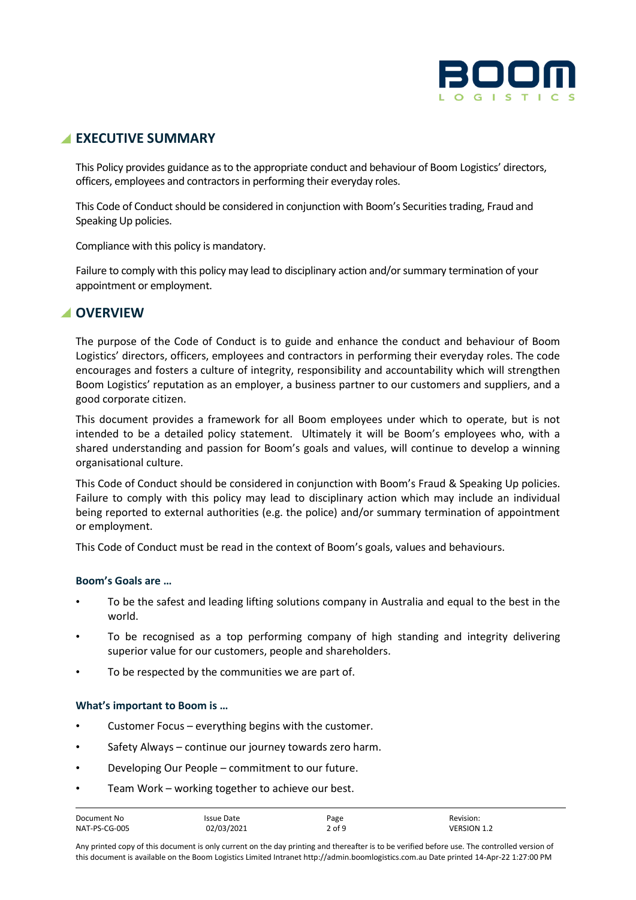## EXECUTIVE SUMMARY

This Policy provides guidance as to the appropriate conduct and behaviour of Boom Logistics' directors, officers, employees and contractors in performing their everyday roles.

This Code of Conduct should be considered in conjunction with Boom's Securities trading, Fraud and Speaking Up policies.

Compliance with this policy is mandatory.

Failure to comply with this policy may lead to disciplinary action and/or summary termination of your appointment or employment.

## OVERVIEW

The purpose of the Code of Conduct is to guide and enhance the conduct and behaviour of Boom Logistics' directors, officers, employees and contractors in performing their everyday roles. The code encourages and fosters a culture of integrity, responsibility and accountability which will strengthen Boom Logistics' reputation as an employer, a business partner to our customers and suppliers, and a good corporate citizen.

This document provides a framework for all Boom employees under which to operate, but is not intended to be a detailed policy statement. Ultimately it will be Boom's employees who, with a shared understanding and passion for Boom's goals and values, will continue to develop a winning organisational culture.

This Code of Conduct should be considered in conjunction with Boom's Fraud & Speaking Up policies. Failure to comply with this policy may lead to disciplinary action which may include an individual being reported to external authorities (e.g. the police) and/or summary termination of appointment or employment.

This Code of Conduct must be read in the context of Boom's goals, values and behaviours.

### Boom's Goals are …

- To be the safest and leading lifting solutions company in Australia and equal to the best in the world.
- To be recognised as a top performing company of high standing and integrity delivering superior value for our customers, people and shareholders.
- To be respected by the communities we are part of.

### What's important to Boom is …

- Customer Focus – everything begins with the customer.
- Safety Always – continue our journey towards zero harm.
- Developing Our People – commitment to our future.
- Team Work – working together to achieve our best.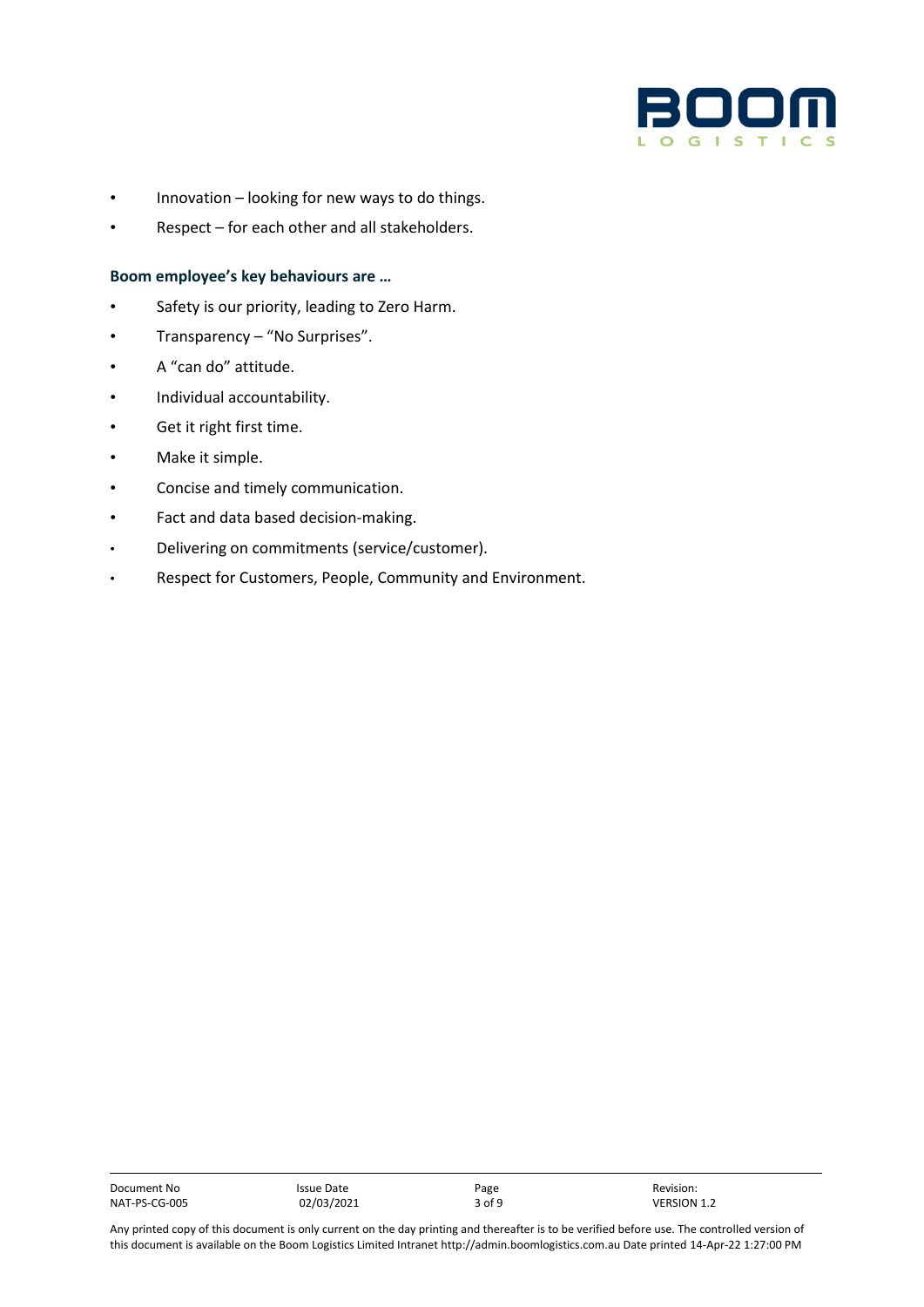- Innovation – looking for new ways to do things.
- Respect – for each other and all stakeholders.

**Boom employee's key behaviours are …**

- Safety is our priority, leading to Zero Harm.
- Transparency – "No Surprises".
- A "can do" attitude.
- Individual accountability.
- Get it right first time.
- Make it simple.
- Concise and timely communication.
- Fact and data based decision-making.
- Delivering on commitments (service/customer).
- Respect for Customers, People, Community and Environment.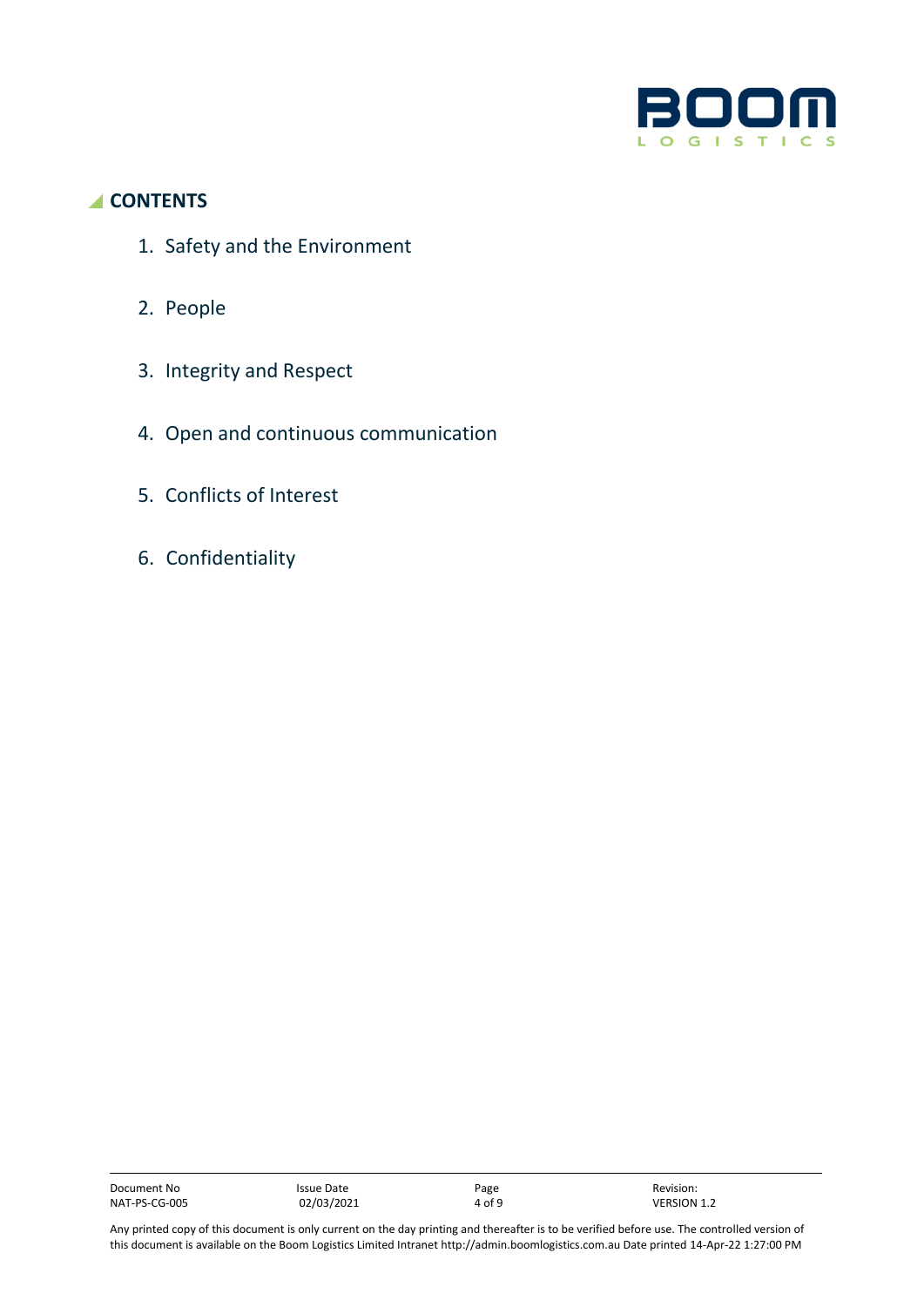## CONTENTS

1. Safety and the Environment
2. People
3. Integrity and Respect
4. Open and continuous communication
5. Conflicts of Interest
6. Confidentiality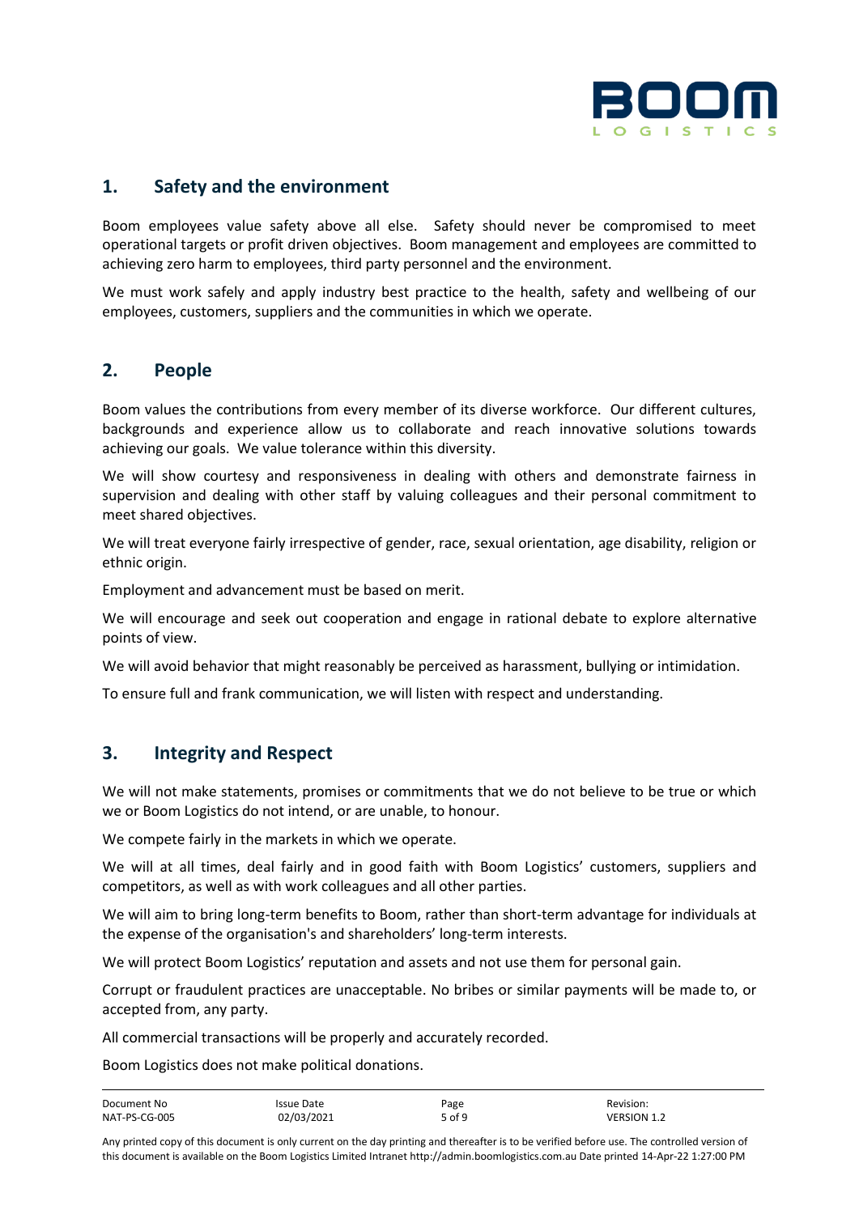## 1. Safety and the environment

Boom employees value safety above all else. Safety should never be compromised to meet operational targets or profit driven objectives. Boom management and employees are committed to achieving zero harm to employees, third party personnel and the environment.

We must work safely and apply industry best practice to the health, safety and wellbeing of our employees, customers, suppliers and the communities in which we operate.

## 2. People

Boom values the contributions from every member of its diverse workforce. Our different cultures, backgrounds and experience allow us to collaborate and reach innovative solutions towards achieving our goals. We value tolerance within this diversity.

We will show courtesy and responsiveness in dealing with others and demonstrate fairness in supervision and dealing with other staff by valuing colleagues and their personal commitment to meet shared objectives.

We will treat everyone fairly irrespective of gender, race, sexual orientation, age disability, religion or ethnic origin.

Employment and advancement must be based on merit.

We will encourage and seek out cooperation and engage in rational debate to explore alternative points of view.

We will avoid behavior that might reasonably be perceived as harassment, bullying or intimidation.

To ensure full and frank communication, we will listen with respect and understanding.

## 3. Integrity and Respect

We will not make statements, promises or commitments that we do not believe to be true or which we or Boom Logistics do not intend, or are unable, to honour.

We compete fairly in the markets in which we operate.

We will at all times, deal fairly and in good faith with Boom Logistics' customers, suppliers and competitors, as well as with work colleagues and all other parties.

We will aim to bring long-term benefits to Boom, rather than short-term advantage for individuals at the expense of the organisation's and shareholders' long-term interests.

We will protect Boom Logistics' reputation and assets and not use them for personal gain.

Corrupt or fraudulent practices are unacceptable. No bribes or similar payments will be made to, or accepted from, any party.

All commercial transactions will be properly and accurately recorded.

Boom Logistics does not make political donations.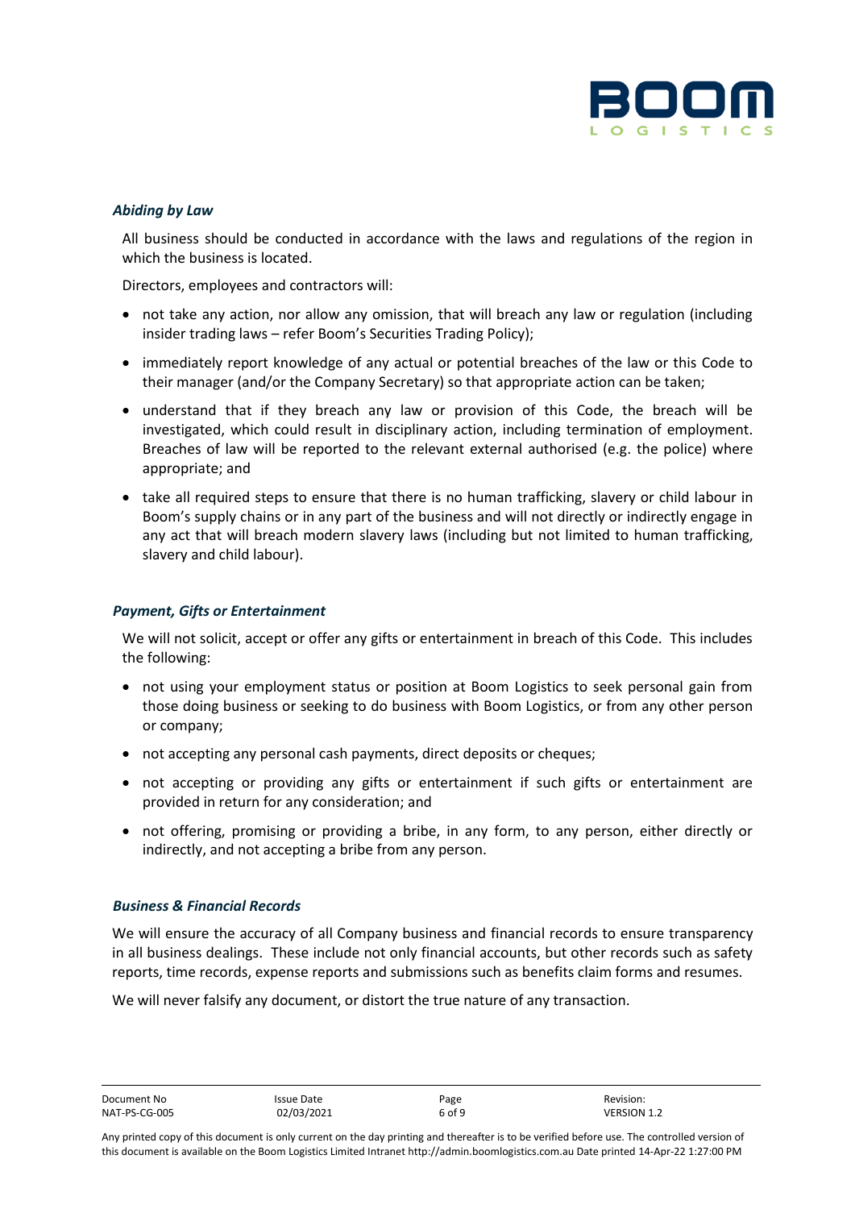### *Abiding by Law*

All business should be conducted in accordance with the laws and regulations of the region in which the business is located.

Directors, employees and contractors will:

- not take any action, nor allow any omission, that will breach any law or regulation (including insider trading laws – refer Boom's Securities Trading Policy);
- immediately report knowledge of any actual or potential breaches of the law or this Code to their manager (and/or the Company Secretary) so that appropriate action can be taken;
- understand that if they breach any law or provision of this Code, the breach will be investigated, which could result in disciplinary action, including termination of employment. Breaches of law will be reported to the relevant external authorised (e.g. the police) where appropriate; and
- take all required steps to ensure that there is no human trafficking, slavery or child labour in Boom's supply chains or in any part of the business and will not directly or indirectly engage in any act that will breach modern slavery laws (including but not limited to human trafficking, slavery and child labour).

### *Payment, Gifts or Entertainment*

We will not solicit, accept or offer any gifts or entertainment in breach of this Code. This includes the following:

- not using your employment status or position at Boom Logistics to seek personal gain from those doing business or seeking to do business with Boom Logistics, or from any other person or company;
- not accepting any personal cash payments, direct deposits or cheques;
- not accepting or providing any gifts or entertainment if such gifts or entertainment are provided in return for any consideration; and
- not offering, promising or providing a bribe, in any form, to any person, either directly or indirectly, and not accepting a bribe from any person.

### *Business & Financial Records*

We will ensure the accuracy of all Company business and financial records to ensure transparency in all business dealings. These include not only financial accounts, but other records such as safety reports, time records, expense reports and submissions such as benefits claim forms and resumes.

We will never falsify any document, or distort the true nature of any transaction.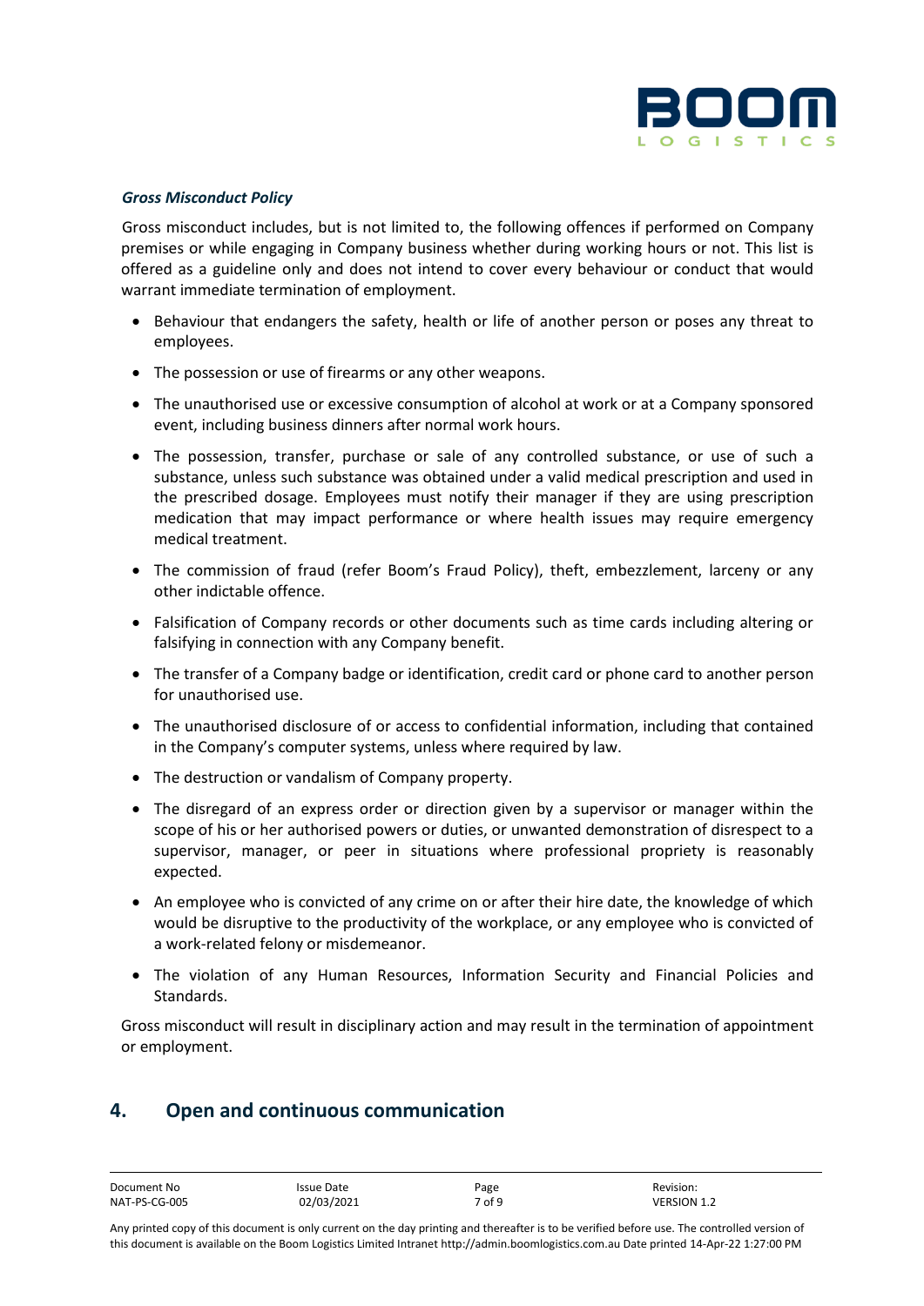***Gross Misconduct Policy***

Gross misconduct includes, but is not limited to, the following offences if performed on Company premises or while engaging in Company business whether during working hours or not. This list is offered as a guideline only and does not intend to cover every behaviour or conduct that would warrant immediate termination of employment.

- Behaviour that endangers the safety, health or life of another person or poses any threat to employees.
- The possession or use of firearms or any other weapons.
- The unauthorised use or excessive consumption of alcohol at work or at a Company sponsored event, including business dinners after normal work hours.
- The possession, transfer, purchase or sale of any controlled substance, or use of such a substance, unless such substance was obtained under a valid medical prescription and used in the prescribed dosage. Employees must notify their manager if they are using prescription medication that may impact performance or where health issues may require emergency medical treatment.
- The commission of fraud (refer Boom's Fraud Policy), theft, embezzlement, larceny or any other indictable offence.
- Falsification of Company records or other documents such as time cards including altering or falsifying in connection with any Company benefit.
- The transfer of a Company badge or identification, credit card or phone card to another person for unauthorised use.
- The unauthorised disclosure of or access to confidential information, including that contained in the Company's computer systems, unless where required by law.
- The destruction or vandalism of Company property.
- The disregard of an express order or direction given by a supervisor or manager within the scope of his or her authorised powers or duties, or unwanted demonstration of disrespect to a supervisor, manager, or peer in situations where professional propriety is reasonably expected.
- An employee who is convicted of any crime on or after their hire date, the knowledge of which would be disruptive to the productivity of the workplace, or any employee who is convicted of a work-related felony or misdemeanor.
- The violation of any Human Resources, Information Security and Financial Policies and Standards.

Gross misconduct will result in disciplinary action and may result in the termination of appointment or employment.

## 4. Open and continuous communication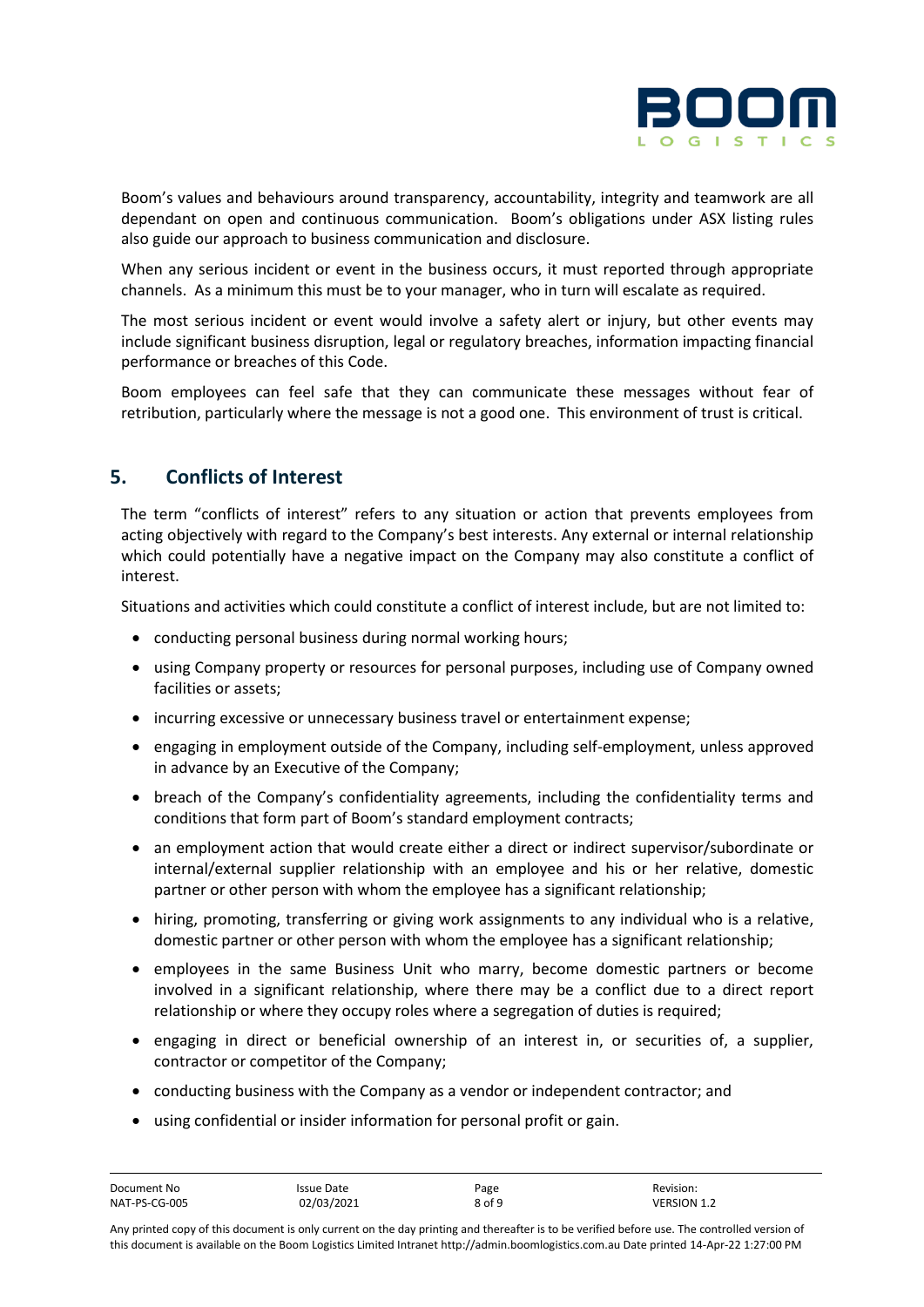Boom's values and behaviours around transparency, accountability, integrity and teamwork are all dependant on open and continuous communication. Boom's obligations under ASX listing rules also guide our approach to business communication and disclosure.

When any serious incident or event in the business occurs, it must reported through appropriate channels. As a minimum this must be to your manager, who in turn will escalate as required.

The most serious incident or event would involve a safety alert or injury, but other events may include significant business disruption, legal or regulatory breaches, information impacting financial performance or breaches of this Code.

Boom employees can feel safe that they can communicate these messages without fear of retribution, particularly where the message is not a good one. This environment of trust is critical.

## 5. Conflicts of Interest

The term "conflicts of interest" refers to any situation or action that prevents employees from acting objectively with regard to the Company's best interests. Any external or internal relationship which could potentially have a negative impact on the Company may also constitute a conflict of interest.

Situations and activities which could constitute a conflict of interest include, but are not limited to:

- conducting personal business during normal working hours;
- using Company property or resources for personal purposes, including use of Company owned facilities or assets;
- incurring excessive or unnecessary business travel or entertainment expense;
- engaging in employment outside of the Company, including self-employment, unless approved in advance by an Executive of the Company;
- breach of the Company's confidentiality agreements, including the confidentiality terms and conditions that form part of Boom's standard employment contracts;
- an employment action that would create either a direct or indirect supervisor/subordinate or internal/external supplier relationship with an employee and his or her relative, domestic partner or other person with whom the employee has a significant relationship;
- hiring, promoting, transferring or giving work assignments to any individual who is a relative, domestic partner or other person with whom the employee has a significant relationship;
- employees in the same Business Unit who marry, become domestic partners or become involved in a significant relationship, where there may be a conflict due to a direct report relationship or where they occupy roles where a segregation of duties is required;
- engaging in direct or beneficial ownership of an interest in, or securities of, a supplier, contractor or competitor of the Company;
- conducting business with the Company as a vendor or independent contractor; and
- using confidential or insider information for personal profit or gain.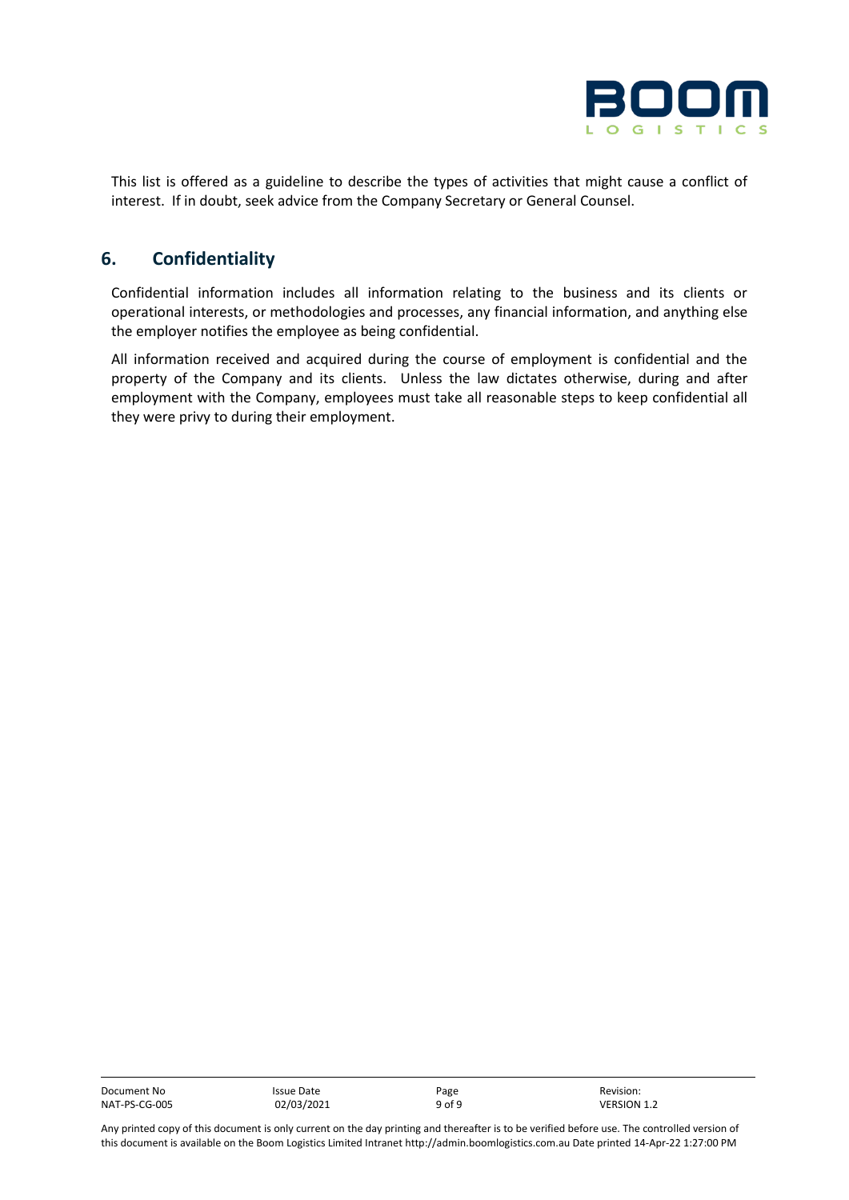This list is offered as a guideline to describe the types of activities that might cause a conflict of interest. If in doubt, seek advice from the Company Secretary or General Counsel.

## 6. Confidentiality

Confidential information includes all information relating to the business and its clients or operational interests, or methodologies and processes, any financial information, and anything else the employer notifies the employee as being confidential.

All information received and acquired during the course of employment is confidential and the property of the Company and its clients. Unless the law dictates otherwise, during and after employment with the Company, employees must take all reasonable steps to keep confidential all they were privy to during their employment.